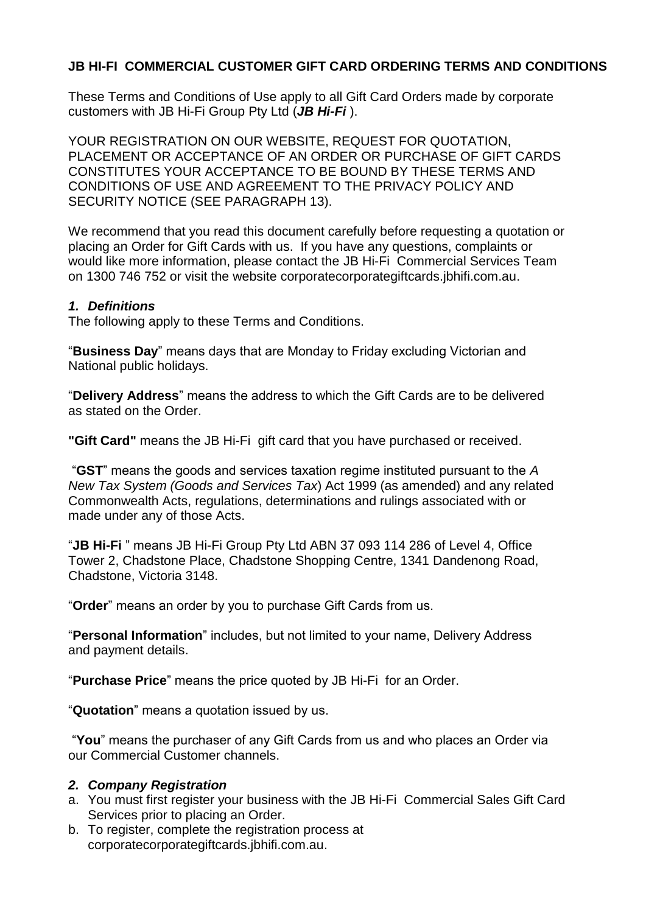# JB HI-FI COMMERCIAL CUSTOMER GIFT CARD ORDERING TERMS AND CONDITIONS

These Terms and Conditions of Use apply to all Gift Card Orders made by corporate customers with JB Hi-Fi Group Pty Ltd (***JB Hi-Fi*** ).

YOUR REGISTRATION ON OUR WEBSITE, REQUEST FOR QUOTATION, PLACEMENT OR ACCEPTANCE OF AN ORDER OR PURCHASE OF GIFT CARDS CONSTITUTES YOUR ACCEPTANCE TO BE BOUND BY THESE TERMS AND CONDITIONS OF USE AND AGREEMENT TO THE PRIVACY POLICY AND SECURITY NOTICE (SEE PARAGRAPH 13).

We recommend that you read this document carefully before requesting a quotation or placing an Order for Gift Cards with us. If you have any questions, complaints or would like more information, please contact the JB Hi-Fi Commercial Services Team on 1300 746 752 or visit the website corporatecorporategiftcards.jbhifi.com.au.

## *1. Definitions*

The following apply to these Terms and Conditions.

"**Business Day**" means days that are Monday to Friday excluding Victorian and National public holidays.

"**Delivery Address**" means the address to which the Gift Cards are to be delivered as stated on the Order.

**"Gift Card"** means the JB Hi-Fi gift card that you have purchased or received.

"**GST**" means the goods and services taxation regime instituted pursuant to the *A New Tax System (Goods and Services Tax*) Act 1999 (as amended) and any related Commonwealth Acts, regulations, determinations and rulings associated with or made under any of those Acts.

"**JB Hi-Fi** " means JB Hi-Fi Group Pty Ltd ABN 37 093 114 286 of Level 4, Office Tower 2, Chadstone Place, Chadstone Shopping Centre, 1341 Dandenong Road, Chadstone, Victoria 3148.

"**Order**" means an order by you to purchase Gift Cards from us.

"**Personal Information**" includes, but not limited to your name, Delivery Address and payment details.

"**Purchase Price**" means the price quoted by JB Hi-Fi for an Order.

"**Quotation**" means a quotation issued by us.

"**You**" means the purchaser of any Gift Cards from us and who places an Order via our Commercial Customer channels.

## *2. Company Registration*

a. You must first register your business with the JB Hi-Fi Commercial Sales Gift Card Services prior to placing an Order.
b. To register, complete the registration process at corporatecorporategiftcards.jbhifi.com.au.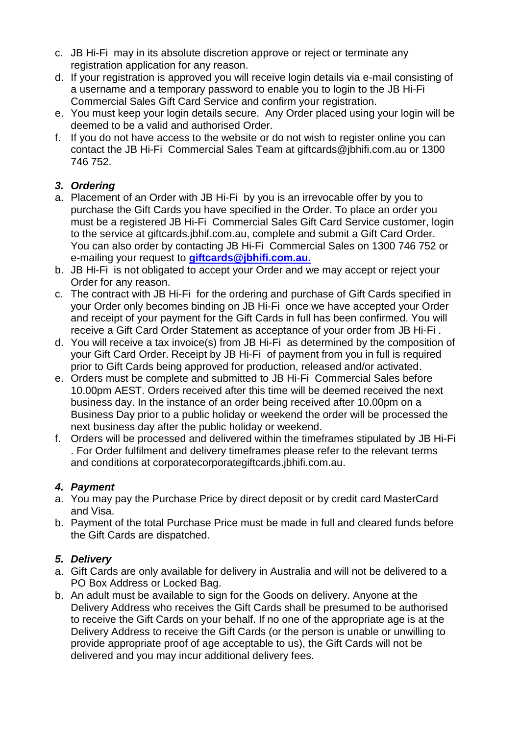c. JB Hi-Fi may in its absolute discretion approve or reject or terminate any registration application for any reason.

d. If your registration is approved you will receive login details via e-mail consisting of a username and a temporary password to enable you to login to the JB Hi-Fi Commercial Sales Gift Card Service and confirm your registration.

e. You must keep your login details secure. Any Order placed using your login will be deemed to be a valid and authorised Order.

f. If you do not have access to the website or do not wish to register online you can contact the JB Hi-Fi Commercial Sales Team at giftcards@jbhifi.com.au or 1300 746 752.

### *3. Ordering*

a. Placement of an Order with JB Hi-Fi by you is an irrevocable offer by you to purchase the Gift Cards you have specified in the Order. To place an order you must be a registered JB Hi-Fi Commercial Sales Gift Card Service customer, login to the service at giftcards.jbhif.com.au, complete and submit a Gift Card Order. You can also order by contacting JB Hi-Fi Commercial Sales on 1300 746 752 or e-mailing your request to **giftcards@jbhifi.com.au.**

b. JB Hi-Fi is not obligated to accept your Order and we may accept or reject your Order for any reason.

c. The contract with JB Hi-Fi for the ordering and purchase of Gift Cards specified in your Order only becomes binding on JB Hi-Fi once we have accepted your Order and receipt of your payment for the Gift Cards in full has been confirmed. You will receive a Gift Card Order Statement as acceptance of your order from JB Hi-Fi .

d. You will receive a tax invoice(s) from JB Hi-Fi as determined by the composition of your Gift Card Order. Receipt by JB Hi-Fi of payment from you in full is required prior to Gift Cards being approved for production, released and/or activated.

e. Orders must be complete and submitted to JB Hi-Fi Commercial Sales before 10.00pm AEST. Orders received after this time will be deemed received the next business day. In the instance of an order being received after 10.00pm on a Business Day prior to a public holiday or weekend the order will be processed the next business day after the public holiday or weekend.

f. Orders will be processed and delivered within the timeframes stipulated by JB Hi-Fi . For Order fulfilment and delivery timeframes please refer to the relevant terms and conditions at corporatecorporategiftcards.jbhifi.com.au.

### *4. Payment*

a. You may pay the Purchase Price by direct deposit or by credit card MasterCard and Visa.

b. Payment of the total Purchase Price must be made in full and cleared funds before the Gift Cards are dispatched.

### *5. Delivery*

a. Gift Cards are only available for delivery in Australia and will not be delivered to a PO Box Address or Locked Bag.

b. An adult must be available to sign for the Goods on delivery. Anyone at the Delivery Address who receives the Gift Cards shall be presumed to be authorised to receive the Gift Cards on your behalf. If no one of the appropriate age is at the Delivery Address to receive the Gift Cards (or the person is unable or unwilling to provide appropriate proof of age acceptable to us), the Gift Cards will not be delivered and you may incur additional delivery fees.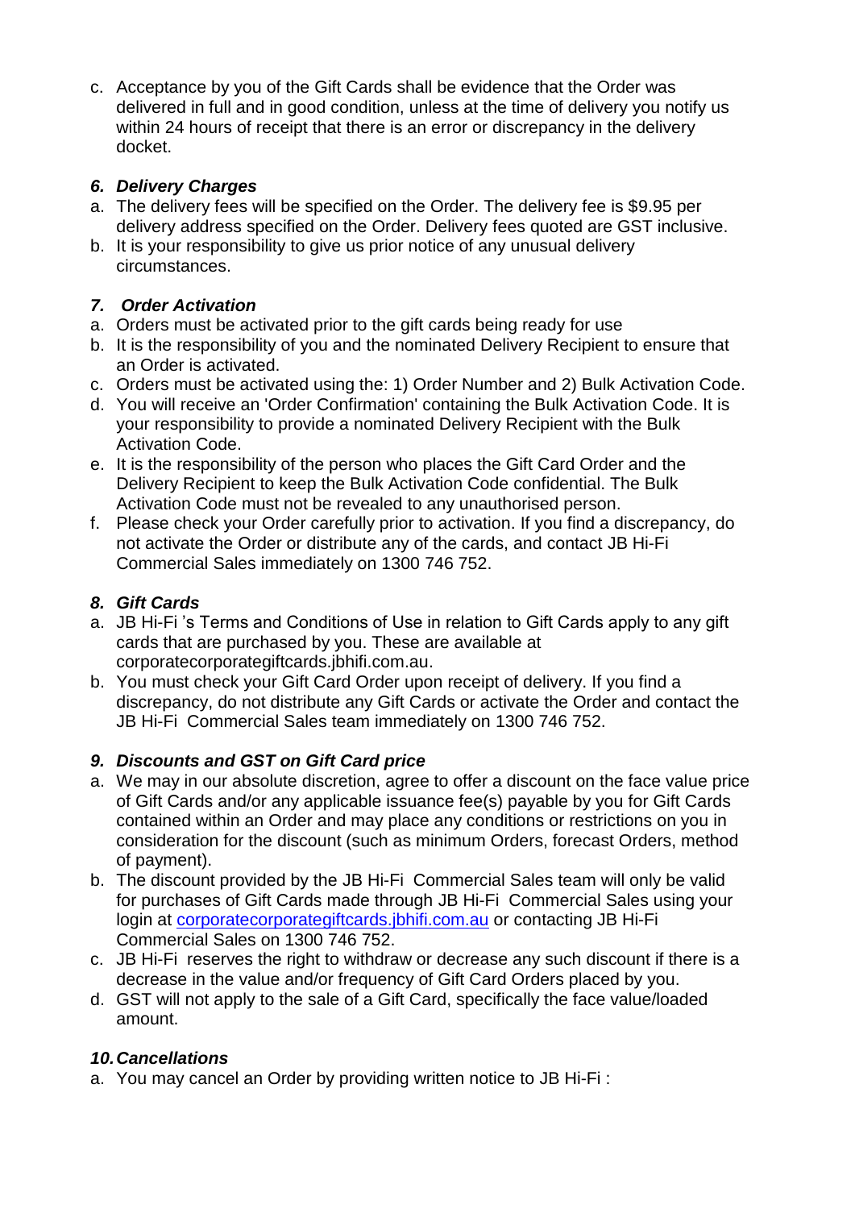c. Acceptance by you of the Gift Cards shall be evidence that the Order was delivered in full and in good condition, unless at the time of delivery you notify us within 24 hours of receipt that there is an error or discrepancy in the delivery docket.

### *6. Delivery Charges*

a. The delivery fees will be specified on the Order. The delivery fee is $9.95 per delivery address specified on the Order. Delivery fees quoted are GST inclusive.
b. It is your responsibility to give us prior notice of any unusual delivery circumstances.

### *7. Order Activation*

a. Orders must be activated prior to the gift cards being ready for use
b. It is the responsibility of you and the nominated Delivery Recipient to ensure that an Order is activated.
c. Orders must be activated using the: 1) Order Number and 2) Bulk Activation Code.
d. You will receive an 'Order Confirmation' containing the Bulk Activation Code. It is your responsibility to provide a nominated Delivery Recipient with the Bulk Activation Code.
e. It is the responsibility of the person who places the Gift Card Order and the Delivery Recipient to keep the Bulk Activation Code confidential. The Bulk Activation Code must not be revealed to any unauthorised person.
f. Please check your Order carefully prior to activation. If you find a discrepancy, do not activate the Order or distribute any of the cards, and contact JB Hi-Fi Commercial Sales immediately on 1300 746 752.

### *8. Gift Cards*

a. JB Hi-Fi 's Terms and Conditions of Use in relation to Gift Cards apply to any gift cards that are purchased by you. These are available at corporatecorporategiftcards.jbhifi.com.au.
b. You must check your Gift Card Order upon receipt of delivery. If you find a discrepancy, do not distribute any Gift Cards or activate the Order and contact the JB Hi-Fi Commercial Sales team immediately on 1300 746 752.

### *9. Discounts and GST on Gift Card price*

a. We may in our absolute discretion, agree to offer a discount on the face value price of Gift Cards and/or any applicable issuance fee(s) payable by you for Gift Cards contained within an Order and may place any conditions or restrictions on you in consideration for the discount (such as minimum Orders, forecast Orders, method of payment).
b. The discount provided by the JB Hi-Fi Commercial Sales team will only be valid for purchases of Gift Cards made through JB Hi-Fi Commercial Sales using your login at corporatecorporategiftcards.jbhifi.com.au or contacting JB Hi-Fi Commercial Sales on 1300 746 752.
c. JB Hi-Fi reserves the right to withdraw or decrease any such discount if there is a decrease in the value and/or frequency of Gift Card Orders placed by you.
d. GST will not apply to the sale of a Gift Card, specifically the face value/loaded amount.

### *10. Cancellations*

a. You may cancel an Order by providing written notice to JB Hi-Fi :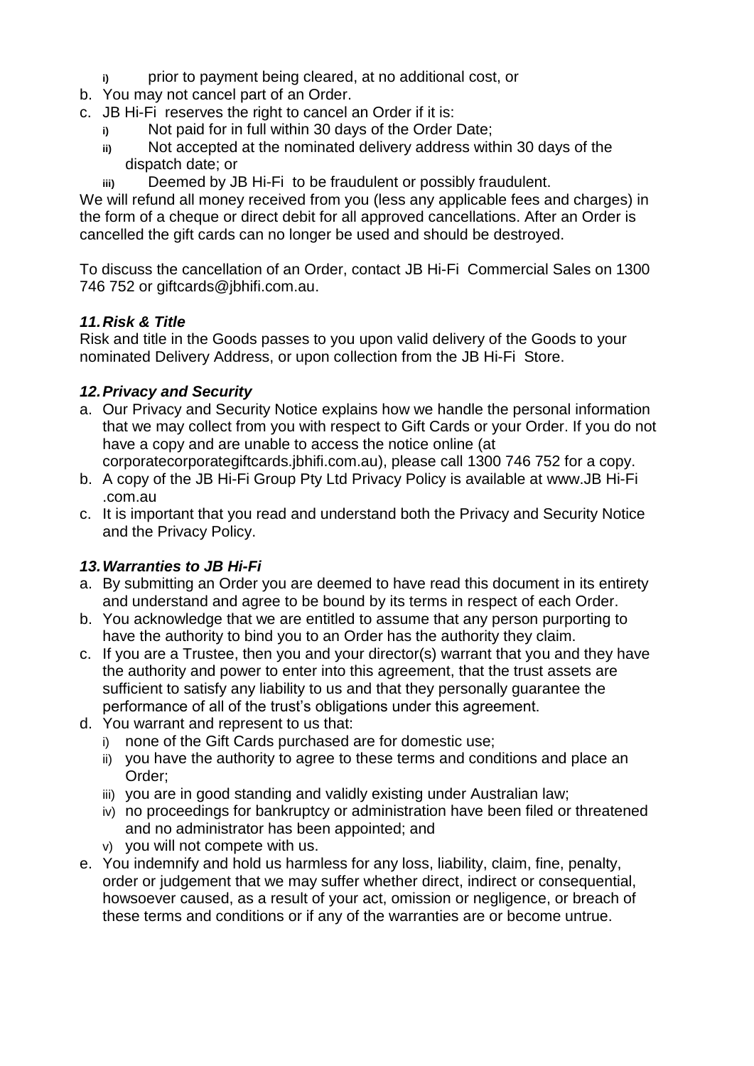i) prior to payment being cleared, at no additional cost, or

b. You may not cancel part of an Order.
c. JB Hi-Fi reserves the right to cancel an Order if it is:
   i) Not paid for in full within 30 days of the Order Date;
   ii) Not accepted at the nominated delivery address within 30 days of the dispatch date; or
   iii) Deemed by JB Hi-Fi to be fraudulent or possibly fraudulent.

We will refund all money received from you (less any applicable fees and charges) in the form of a cheque or direct debit for all approved cancellations. After an Order is cancelled the gift cards can no longer be used and should be destroyed.

To discuss the cancellation of an Order, contact JB Hi-Fi Commercial Sales on 1300 746 752 or giftcards@jbhifi.com.au.

### *11. Risk & Title*

Risk and title in the Goods passes to you upon valid delivery of the Goods to your nominated Delivery Address, or upon collection from the JB Hi-Fi Store.

### *12. Privacy and Security*

a. Our Privacy and Security Notice explains how we handle the personal information that we may collect from you with respect to Gift Cards or your Order. If you do not have a copy and are unable to access the notice online (at corporatecorporategiftcards.jbhifi.com.au), please call 1300 746 752 for a copy.
b. A copy of the JB Hi-Fi Group Pty Ltd Privacy Policy is available at www.JB Hi-Fi .com.au
c. It is important that you read and understand both the Privacy and Security Notice and the Privacy Policy.

### *13. Warranties to JB Hi-Fi*

a. By submitting an Order you are deemed to have read this document in its entirety and understand and agree to be bound by its terms in respect of each Order.
b. You acknowledge that we are entitled to assume that any person purporting to have the authority to bind you to an Order has the authority they claim.
c. If you are a Trustee, then you and your director(s) warrant that you and they have the authority and power to enter into this agreement, that the trust assets are sufficient to satisfy any liability to us and that they personally guarantee the performance of all of the trust's obligations under this agreement.
d. You warrant and represent to us that:
   i) none of the Gift Cards purchased are for domestic use;
   ii) you have the authority to agree to these terms and conditions and place an Order;
   iii) you are in good standing and validly existing under Australian law;
   iv) no proceedings for bankruptcy or administration have been filed or threatened and no administrator has been appointed; and
   v) you will not compete with us.
e. You indemnify and hold us harmless for any loss, liability, claim, fine, penalty, order or judgement that we may suffer whether direct, indirect or consequential, howsoever caused, as a result of your act, omission or negligence, or breach of these terms and conditions or if any of the warranties are or become untrue.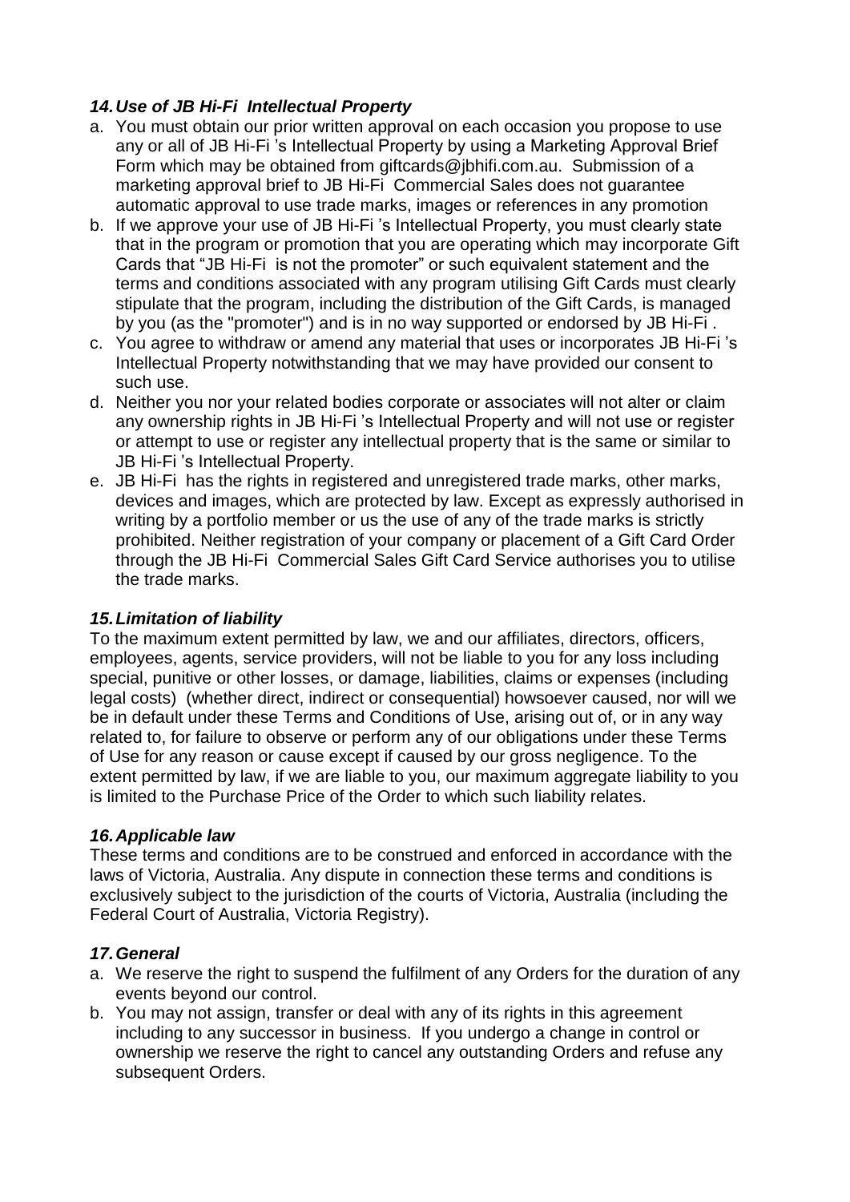### *14. Use of JB Hi-Fi Intellectual Property*

a. You must obtain our prior written approval on each occasion you propose to use any or all of JB Hi-Fi 's Intellectual Property by using a Marketing Approval Brief Form which may be obtained from giftcards@jbhifi.com.au. Submission of a marketing approval brief to JB Hi-Fi Commercial Sales does not guarantee automatic approval to use trade marks, images or references in any promotion

b. If we approve your use of JB Hi-Fi 's Intellectual Property, you must clearly state that in the program or promotion that you are operating which may incorporate Gift Cards that "JB Hi-Fi is not the promoter" or such equivalent statement and the terms and conditions associated with any program utilising Gift Cards must clearly stipulate that the program, including the distribution of the Gift Cards, is managed by you (as the "promoter") and is in no way supported or endorsed by JB Hi-Fi .

c. You agree to withdraw or amend any material that uses or incorporates JB Hi-Fi 's Intellectual Property notwithstanding that we may have provided our consent to such use.

d. Neither you nor your related bodies corporate or associates will not alter or claim any ownership rights in JB Hi-Fi 's Intellectual Property and will not use or register or attempt to use or register any intellectual property that is the same or similar to JB Hi-Fi 's Intellectual Property.

e. JB Hi-Fi has the rights in registered and unregistered trade marks, other marks, devices and images, which are protected by law. Except as expressly authorised in writing by a portfolio member or us the use of any of the trade marks is strictly prohibited. Neither registration of your company or placement of a Gift Card Order through the JB Hi-Fi Commercial Sales Gift Card Service authorises you to utilise the trade marks.

### *15. Limitation of liability*

To the maximum extent permitted by law, we and our affiliates, directors, officers, employees, agents, service providers, will not be liable to you for any loss including special, punitive or other losses, or damage, liabilities, claims or expenses (including legal costs) (whether direct, indirect or consequential) howsoever caused, nor will we be in default under these Terms and Conditions of Use, arising out of, or in any way related to, for failure to observe or perform any of our obligations under these Terms of Use for any reason or cause except if caused by our gross negligence. To the extent permitted by law, if we are liable to you, our maximum aggregate liability to you is limited to the Purchase Price of the Order to which such liability relates.

### *16. Applicable law*

These terms and conditions are to be construed and enforced in accordance with the laws of Victoria, Australia. Any dispute in connection these terms and conditions is exclusively subject to the jurisdiction of the courts of Victoria, Australia (including the Federal Court of Australia, Victoria Registry).

### *17. General*

a. We reserve the right to suspend the fulfilment of any Orders for the duration of any events beyond our control.

b. You may not assign, transfer or deal with any of its rights in this agreement including to any successor in business. If you undergo a change in control or ownership we reserve the right to cancel any outstanding Orders and refuse any subsequent Orders.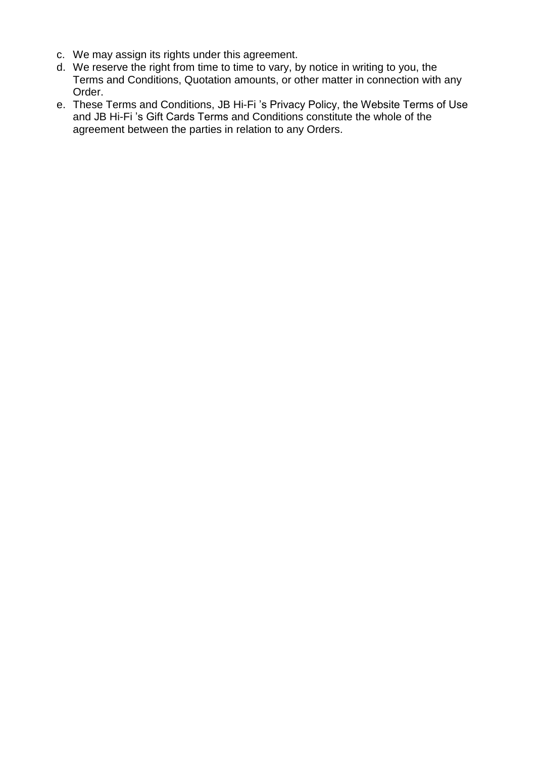c. We may assign its rights under this agreement.
d. We reserve the right from time to time to vary, by notice in writing to you, the Terms and Conditions, Quotation amounts, or other matter in connection with any Order.
e. These Terms and Conditions, JB Hi-Fi 's Privacy Policy, the Website Terms of Use and JB Hi-Fi 's Gift Cards Terms and Conditions constitute the whole of the agreement between the parties in relation to any Orders.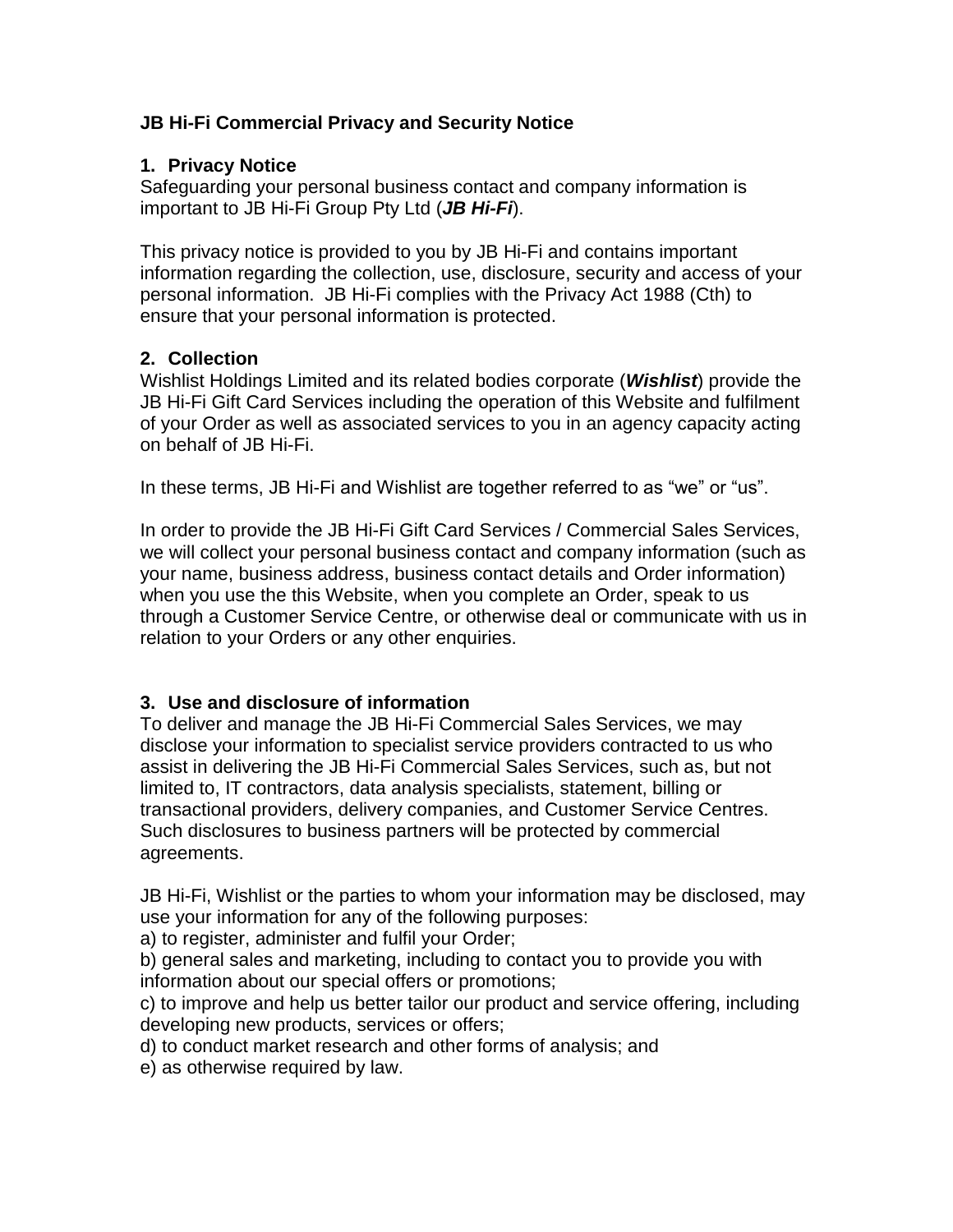# JB Hi-Fi Commercial Privacy and Security Notice

## 1. Privacy Notice

Safeguarding your personal business contact and company information is important to JB Hi-Fi Group Pty Ltd (***JB Hi-Fi***).

This privacy notice is provided to you by JB Hi-Fi and contains important information regarding the collection, use, disclosure, security and access of your personal information. JB Hi-Fi complies with the Privacy Act 1988 (Cth) to ensure that your personal information is protected.

## 2. Collection

Wishlist Holdings Limited and its related bodies corporate (***Wishlist***) provide the JB Hi-Fi Gift Card Services including the operation of this Website and fulfilment of your Order as well as associated services to you in an agency capacity acting on behalf of JB Hi-Fi.

In these terms, JB Hi-Fi and Wishlist are together referred to as "we" or "us".

In order to provide the JB Hi-Fi Gift Card Services / Commercial Sales Services, we will collect your personal business contact and company information (such as your name, business address, business contact details and Order information) when you use the this Website, when you complete an Order, speak to us through a Customer Service Centre, or otherwise deal or communicate with us in relation to your Orders or any other enquiries.

## 3. Use and disclosure of information

To deliver and manage the JB Hi-Fi Commercial Sales Services, we may disclose your information to specialist service providers contracted to us who assist in delivering the JB Hi-Fi Commercial Sales Services, such as, but not limited to, IT contractors, data analysis specialists, statement, billing or transactional providers, delivery companies, and Customer Service Centres. Such disclosures to business partners will be protected by commercial agreements.

JB Hi-Fi, Wishlist or the parties to whom your information may be disclosed, may use your information for any of the following purposes:

a) to register, administer and fulfil your Order;

b) general sales and marketing, including to contact you to provide you with information about our special offers or promotions;

c) to improve and help us better tailor our product and service offering, including developing new products, services or offers;

d) to conduct market research and other forms of analysis; and

e) as otherwise required by law.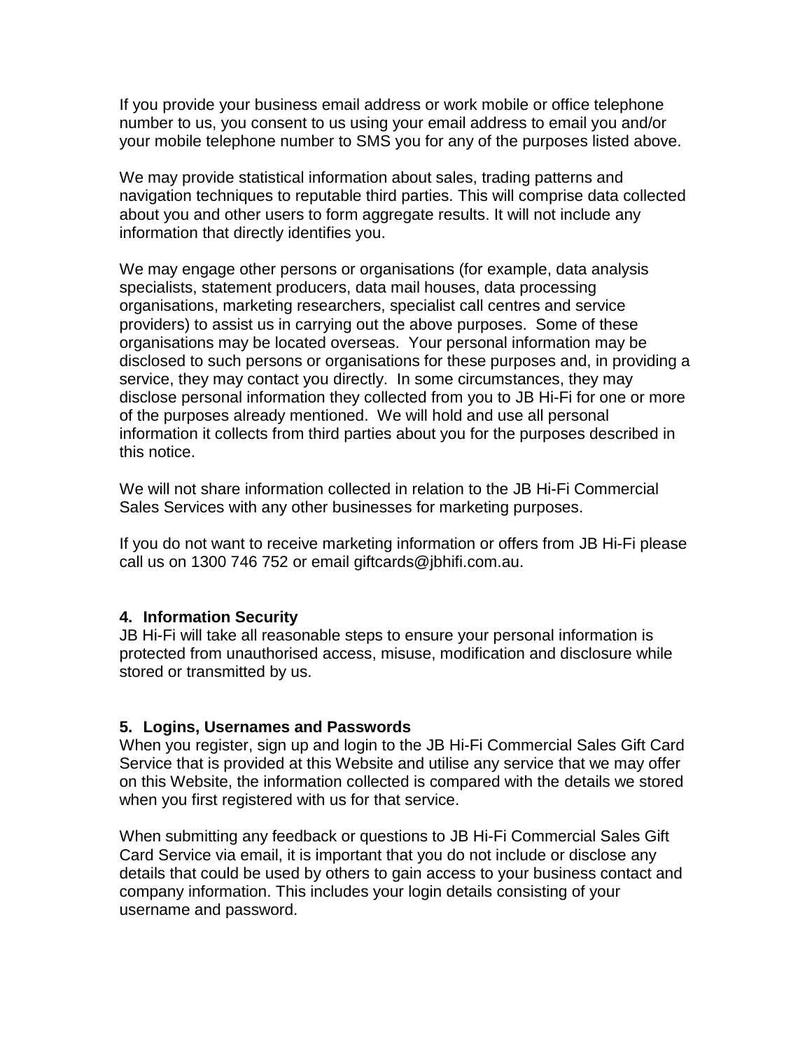If you provide your business email address or work mobile or office telephone number to us, you consent to us using your email address to email you and/or your mobile telephone number to SMS you for any of the purposes listed above.

We may provide statistical information about sales, trading patterns and navigation techniques to reputable third parties. This will comprise data collected about you and other users to form aggregate results. It will not include any information that directly identifies you.

We may engage other persons or organisations (for example, data analysis specialists, statement producers, data mail houses, data processing organisations, marketing researchers, specialist call centres and service providers) to assist us in carrying out the above purposes. Some of these organisations may be located overseas. Your personal information may be disclosed to such persons or organisations for these purposes and, in providing a service, they may contact you directly. In some circumstances, they may disclose personal information they collected from you to JB Hi-Fi for one or more of the purposes already mentioned. We will hold and use all personal information it collects from third parties about you for the purposes described in this notice.

We will not share information collected in relation to the JB Hi-Fi Commercial Sales Services with any other businesses for marketing purposes.

If you do not want to receive marketing information or offers from JB Hi-Fi please call us on 1300 746 752 or email giftcards@jbhifi.com.au.

## 4. Information Security

JB Hi-Fi will take all reasonable steps to ensure your personal information is protected from unauthorised access, misuse, modification and disclosure while stored or transmitted by us.

## 5. Logins, Usernames and Passwords

When you register, sign up and login to the JB Hi-Fi Commercial Sales Gift Card Service that is provided at this Website and utilise any service that we may offer on this Website, the information collected is compared with the details we stored when you first registered with us for that service.

When submitting any feedback or questions to JB Hi-Fi Commercial Sales Gift Card Service via email, it is important that you do not include or disclose any details that could be used by others to gain access to your business contact and company information. This includes your login details consisting of your username and password.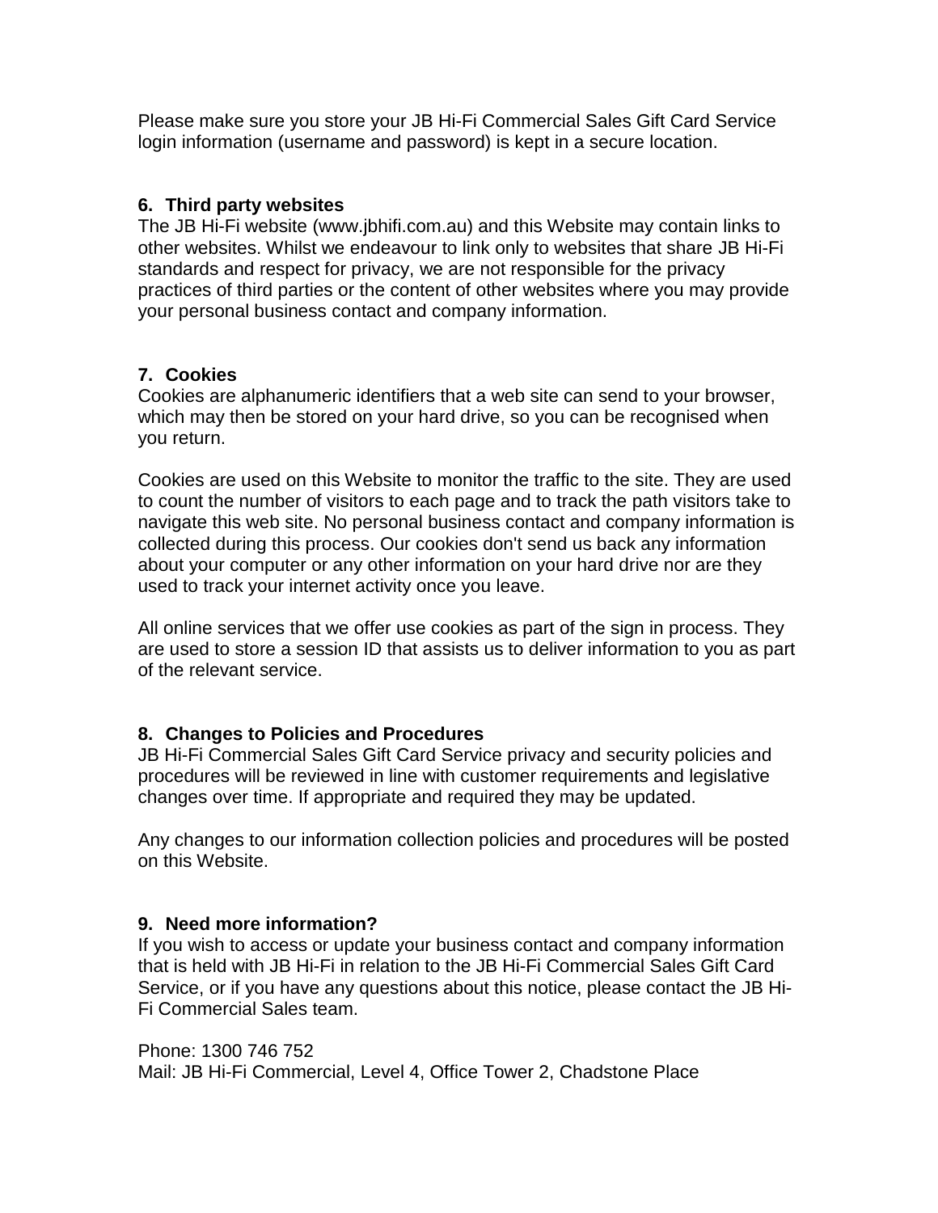Please make sure you store your JB Hi-Fi Commercial Sales Gift Card Service login information (username and password) is kept in a secure location.

## 6. Third party websites

The JB Hi-Fi website (www.jbhifi.com.au) and this Website may contain links to other websites. Whilst we endeavour to link only to websites that share JB Hi-Fi standards and respect for privacy, we are not responsible for the privacy practices of third parties or the content of other websites where you may provide your personal business contact and company information.

## 7. Cookies

Cookies are alphanumeric identifiers that a web site can send to your browser, which may then be stored on your hard drive, so you can be recognised when you return.

Cookies are used on this Website to monitor the traffic to the site. They are used to count the number of visitors to each page and to track the path visitors take to navigate this web site. No personal business contact and company information is collected during this process. Our cookies don't send us back any information about your computer or any other information on your hard drive nor are they used to track your internet activity once you leave.

All online services that we offer use cookies as part of the sign in process. They are used to store a session ID that assists us to deliver information to you as part of the relevant service.

## 8. Changes to Policies and Procedures

JB Hi-Fi Commercial Sales Gift Card Service privacy and security policies and procedures will be reviewed in line with customer requirements and legislative changes over time. If appropriate and required they may be updated.

Any changes to our information collection policies and procedures will be posted on this Website.

## 9. Need more information?

If you wish to access or update your business contact and company information that is held with JB Hi-Fi in relation to the JB Hi-Fi Commercial Sales Gift Card Service, or if you have any questions about this notice, please contact the JB Hi-Fi Commercial Sales team.

Phone: 1300 746 752
Mail: JB Hi-Fi Commercial, Level 4, Office Tower 2, Chadstone Place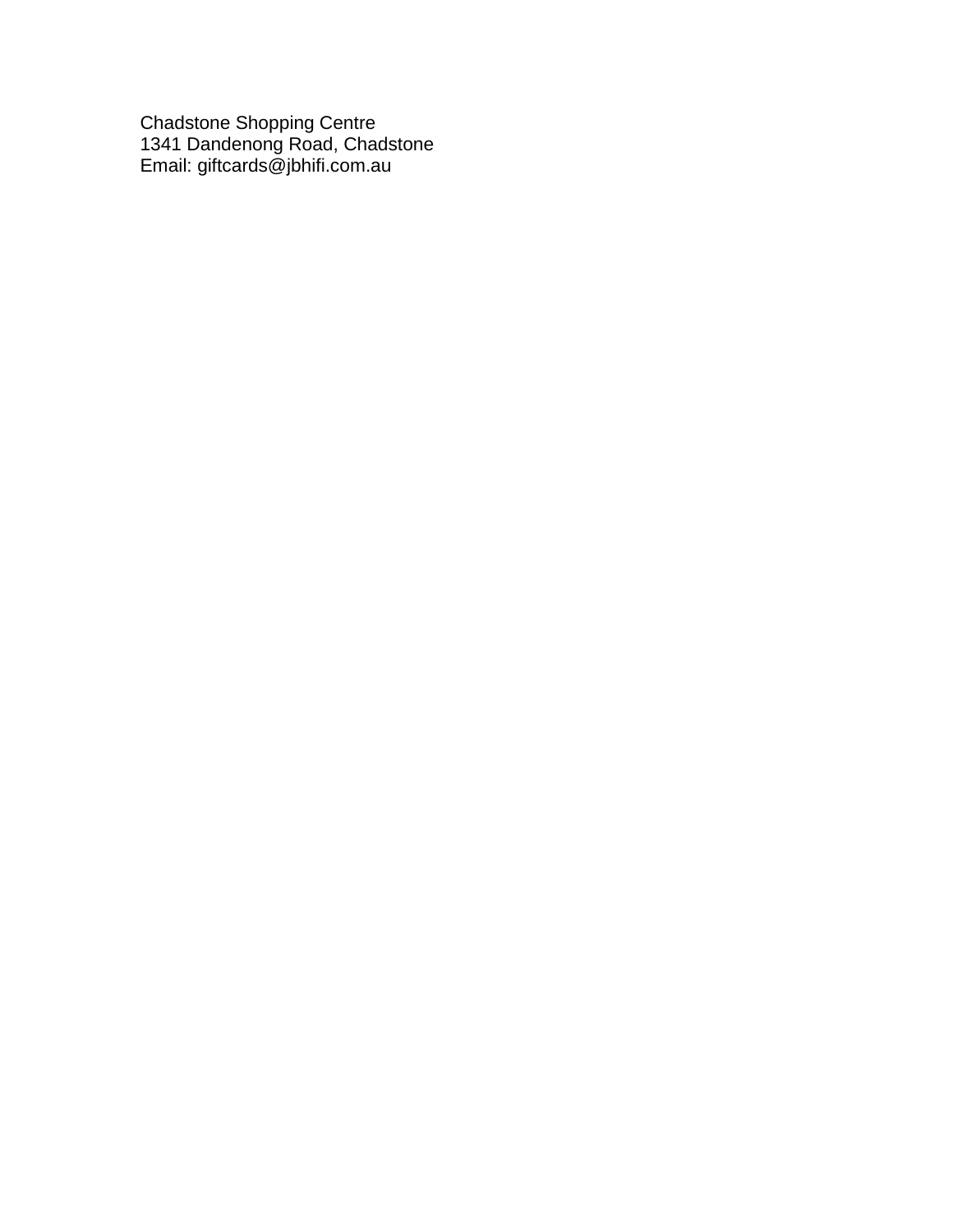Chadstone Shopping Centre
1341 Dandenong Road, Chadstone
Email: giftcards@jbhifi.com.au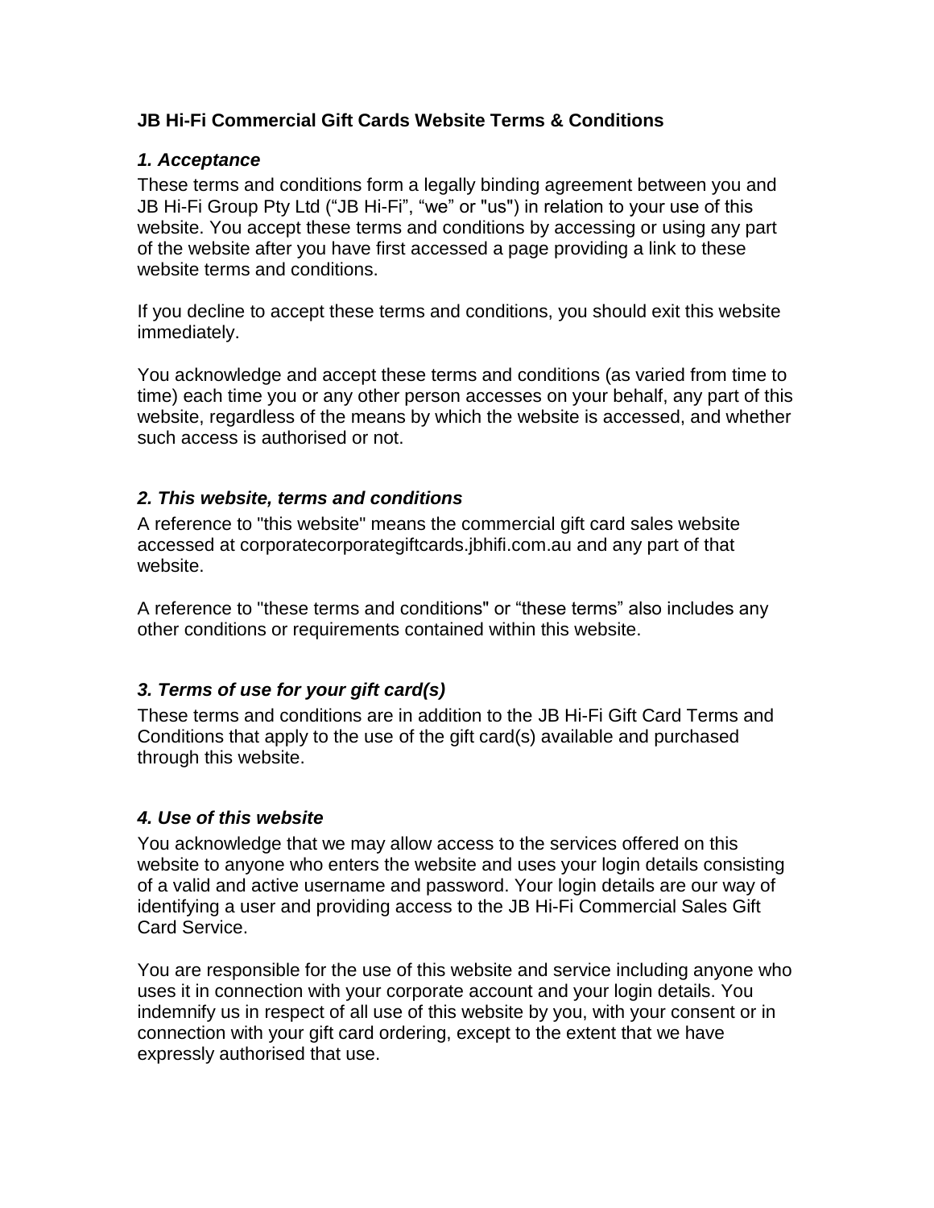**JB Hi-Fi Commercial Gift Cards Website Terms & Conditions**

### *1. Acceptance*

These terms and conditions form a legally binding agreement between you and JB Hi-Fi Group Pty Ltd (“JB Hi-Fi”, “we” or "us") in relation to your use of this website. You accept these terms and conditions by accessing or using any part of the website after you have first accessed a page providing a link to these website terms and conditions.

If you decline to accept these terms and conditions, you should exit this website immediately.

You acknowledge and accept these terms and conditions (as varied from time to time) each time you or any other person accesses on your behalf, any part of this website, regardless of the means by which the website is accessed, and whether such access is authorised or not.

### *2. This website, terms and conditions*

A reference to "this website" means the commercial gift card sales website accessed at corporatecorporategiftcards.jbhifi.com.au and any part of that website.

A reference to "these terms and conditions" or “these terms” also includes any other conditions or requirements contained within this website.

### *3. Terms of use for your gift card(s)*

These terms and conditions are in addition to the JB Hi-Fi Gift Card Terms and Conditions that apply to the use of the gift card(s) available and purchased through this website.

### *4. Use of this website*

You acknowledge that we may allow access to the services offered on this website to anyone who enters the website and uses your login details consisting of a valid and active username and password. Your login details are our way of identifying a user and providing access to the JB Hi-Fi Commercial Sales Gift Card Service.

You are responsible for the use of this website and service including anyone who uses it in connection with your corporate account and your login details. You indemnify us in respect of all use of this website by you, with your consent or in connection with your gift card ordering, except to the extent that we have expressly authorised that use.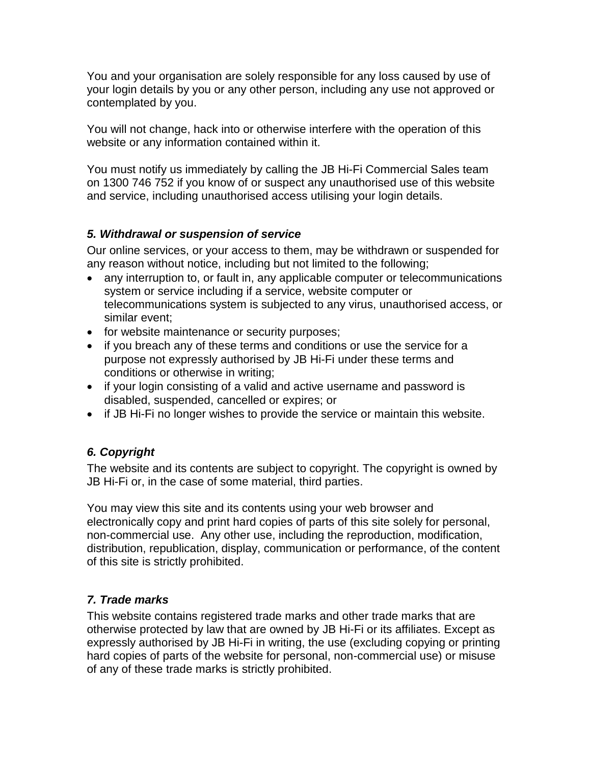You and your organisation are solely responsible for any loss caused by use of your login details by you or any other person, including any use not approved or contemplated by you.

You will not change, hack into or otherwise interfere with the operation of this website or any information contained within it.

You must notify us immediately by calling the JB Hi-Fi Commercial Sales team on 1300 746 752 if you know of or suspect any unauthorised use of this website and service, including unauthorised access utilising your login details.

### *5. Withdrawal or suspension of service*

Our online services, or your access to them, may be withdrawn or suspended for any reason without notice, including but not limited to the following;

- any interruption to, or fault in, any applicable computer or telecommunications system or service including if a service, website computer or telecommunications system is subjected to any virus, unauthorised access, or similar event;
- for website maintenance or security purposes;
- if you breach any of these terms and conditions or use the service for a purpose not expressly authorised by JB Hi-Fi under these terms and conditions or otherwise in writing;
- if your login consisting of a valid and active username and password is disabled, suspended, cancelled or expires; or
- if JB Hi-Fi no longer wishes to provide the service or maintain this website.

### *6. Copyright*

The website and its contents are subject to copyright. The copyright is owned by JB Hi-Fi or, in the case of some material, third parties.

You may view this site and its contents using your web browser and electronically copy and print hard copies of parts of this site solely for personal, non-commercial use. Any other use, including the reproduction, modification, distribution, republication, display, communication or performance, of the content of this site is strictly prohibited.

### *7. Trade marks*

This website contains registered trade marks and other trade marks that are otherwise protected by law that are owned by JB Hi-Fi or its affiliates. Except as expressly authorised by JB Hi-Fi in writing, the use (excluding copying or printing hard copies of parts of the website for personal, non-commercial use) or misuse of any of these trade marks is strictly prohibited.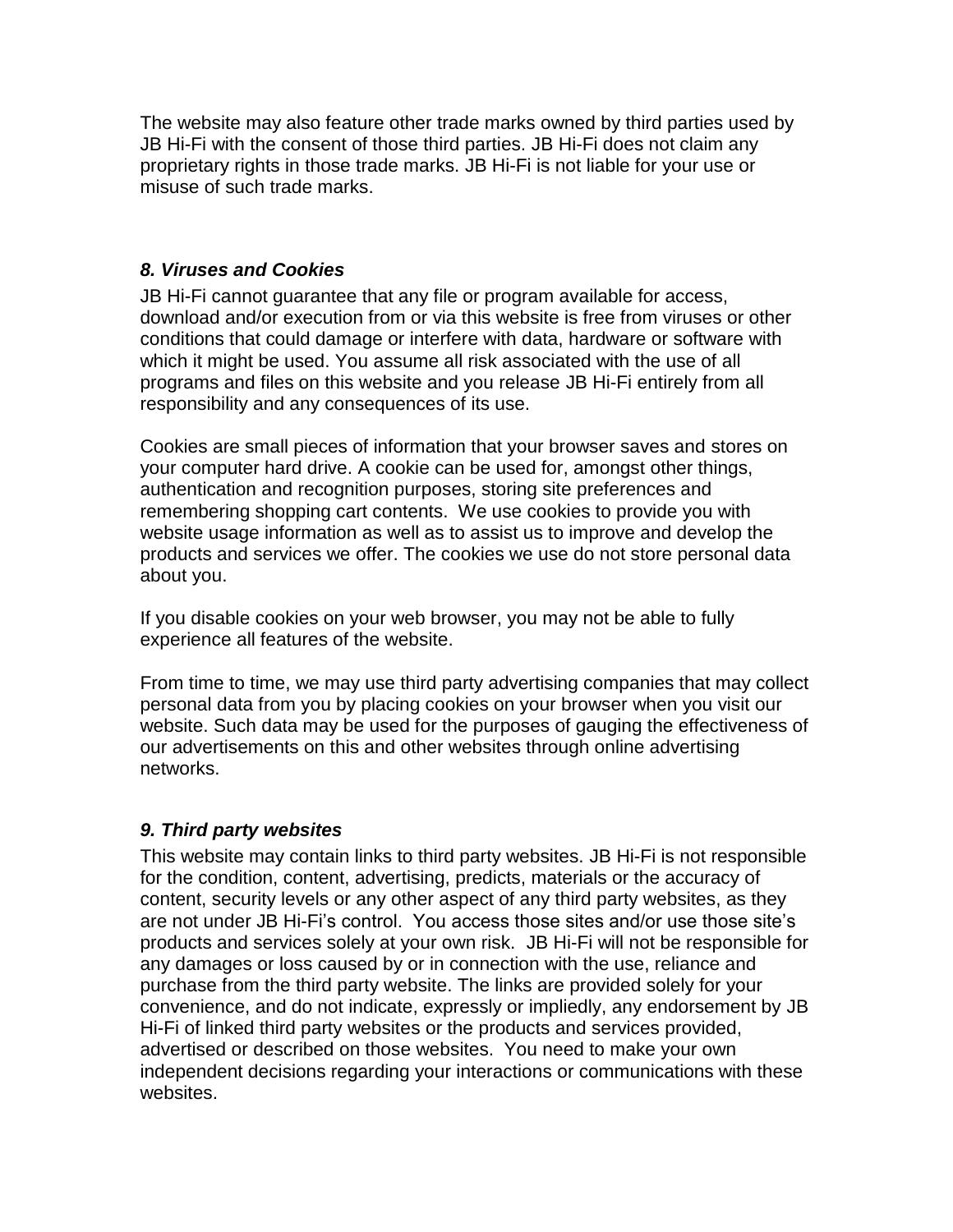The website may also feature other trade marks owned by third parties used by JB Hi-Fi with the consent of those third parties. JB Hi-Fi does not claim any proprietary rights in those trade marks. JB Hi-Fi is not liable for your use or misuse of such trade marks.

### *8. Viruses and Cookies*

JB Hi-Fi cannot guarantee that any file or program available for access, download and/or execution from or via this website is free from viruses or other conditions that could damage or interfere with data, hardware or software with which it might be used. You assume all risk associated with the use of all programs and files on this website and you release JB Hi-Fi entirely from all responsibility and any consequences of its use.

Cookies are small pieces of information that your browser saves and stores on your computer hard drive. A cookie can be used for, amongst other things, authentication and recognition purposes, storing site preferences and remembering shopping cart contents. We use cookies to provide you with website usage information as well as to assist us to improve and develop the products and services we offer. The cookies we use do not store personal data about you.

If you disable cookies on your web browser, you may not be able to fully experience all features of the website.

From time to time, we may use third party advertising companies that may collect personal data from you by placing cookies on your browser when you visit our website. Such data may be used for the purposes of gauging the effectiveness of our advertisements on this and other websites through online advertising networks.

### *9. Third party websites*

This website may contain links to third party websites. JB Hi-Fi is not responsible for the condition, content, advertising, predicts, materials or the accuracy of content, security levels or any other aspect of any third party websites, as they are not under JB Hi-Fi's control. You access those sites and/or use those site's products and services solely at your own risk. JB Hi-Fi will not be responsible for any damages or loss caused by or in connection with the use, reliance and purchase from the third party website. The links are provided solely for your convenience, and do not indicate, expressly or impliedly, any endorsement by JB Hi-Fi of linked third party websites or the products and services provided, advertised or described on those websites. You need to make your own independent decisions regarding your interactions or communications with these websites.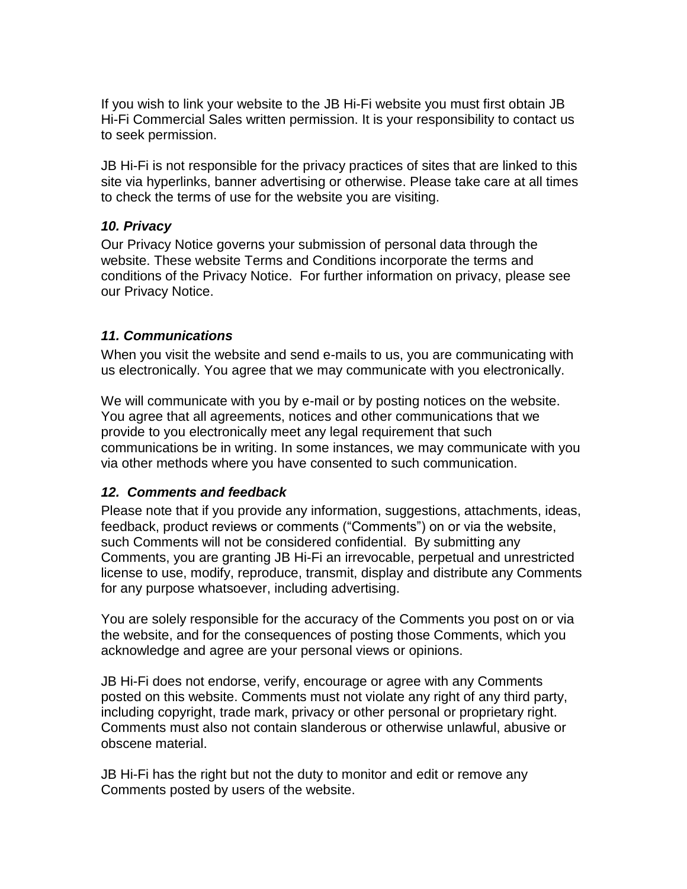If you wish to link your website to the JB Hi-Fi website you must first obtain JB Hi-Fi Commercial Sales written permission. It is your responsibility to contact us to seek permission.

JB Hi-Fi is not responsible for the privacy practices of sites that are linked to this site via hyperlinks, banner advertising or otherwise. Please take care at all times to check the terms of use for the website you are visiting.

### *10. Privacy*

Our Privacy Notice governs your submission of personal data through the website. These website Terms and Conditions incorporate the terms and conditions of the Privacy Notice. For further information on privacy, please see our Privacy Notice.

### *11. Communications*

When you visit the website and send e-mails to us, you are communicating with us electronically. You agree that we may communicate with you electronically.

We will communicate with you by e-mail or by posting notices on the website. You agree that all agreements, notices and other communications that we provide to you electronically meet any legal requirement that such communications be in writing. In some instances, we may communicate with you via other methods where you have consented to such communication.

### *12. Comments and feedback*

Please note that if you provide any information, suggestions, attachments, ideas, feedback, product reviews or comments ("Comments") on or via the website, such Comments will not be considered confidential. By submitting any Comments, you are granting JB Hi-Fi an irrevocable, perpetual and unrestricted license to use, modify, reproduce, transmit, display and distribute any Comments for any purpose whatsoever, including advertising.

You are solely responsible for the accuracy of the Comments you post on or via the website, and for the consequences of posting those Comments, which you acknowledge and agree are your personal views or opinions.

JB Hi-Fi does not endorse, verify, encourage or agree with any Comments posted on this website. Comments must not violate any right of any third party, including copyright, trade mark, privacy or other personal or proprietary right. Comments must also not contain slanderous or otherwise unlawful, abusive or obscene material.

JB Hi-Fi has the right but not the duty to monitor and edit or remove any Comments posted by users of the website.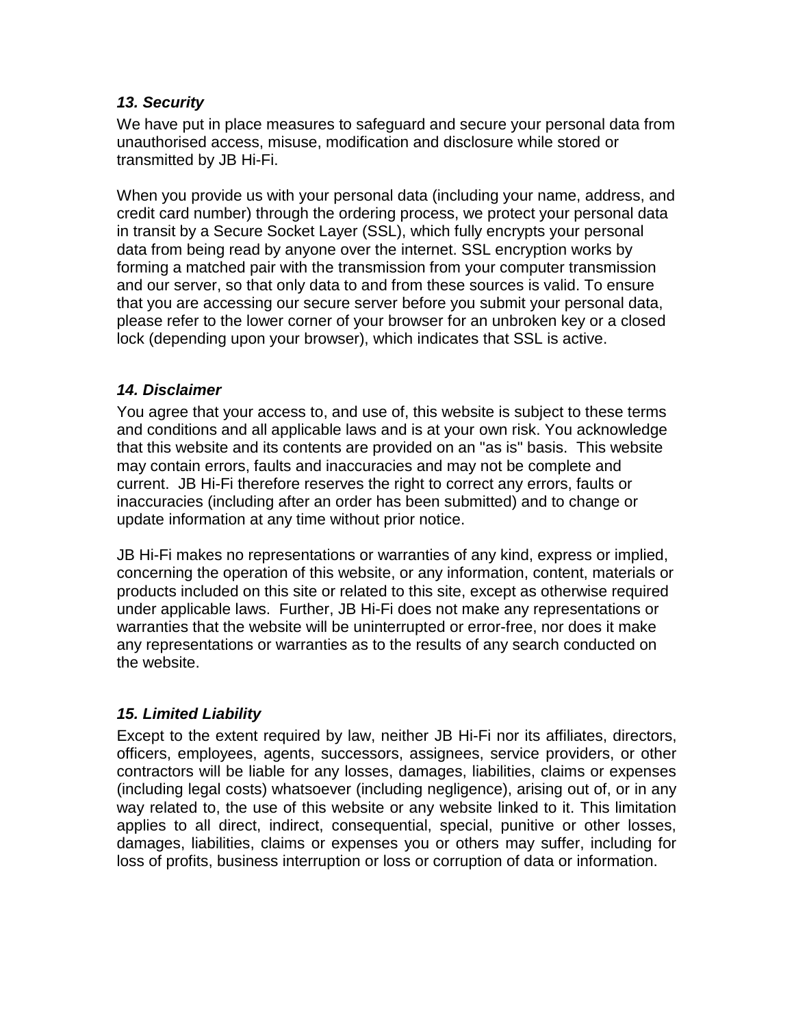### *13. Security*

We have put in place measures to safeguard and secure your personal data from unauthorised access, misuse, modification and disclosure while stored or transmitted by JB Hi-Fi.

When you provide us with your personal data (including your name, address, and credit card number) through the ordering process, we protect your personal data in transit by a Secure Socket Layer (SSL), which fully encrypts your personal data from being read by anyone over the internet. SSL encryption works by forming a matched pair with the transmission from your computer transmission and our server, so that only data to and from these sources is valid. To ensure that you are accessing our secure server before you submit your personal data, please refer to the lower corner of your browser for an unbroken key or a closed lock (depending upon your browser), which indicates that SSL is active.

### *14. Disclaimer*

You agree that your access to, and use of, this website is subject to these terms and conditions and all applicable laws and is at your own risk. You acknowledge that this website and its contents are provided on an "as is" basis. This website may contain errors, faults and inaccuracies and may not be complete and current. JB Hi-Fi therefore reserves the right to correct any errors, faults or inaccuracies (including after an order has been submitted) and to change or update information at any time without prior notice.

JB Hi-Fi makes no representations or warranties of any kind, express or implied, concerning the operation of this website, or any information, content, materials or products included on this site or related to this site, except as otherwise required under applicable laws. Further, JB Hi-Fi does not make any representations or warranties that the website will be uninterrupted or error-free, nor does it make any representations or warranties as to the results of any search conducted on the website.

### *15. Limited Liability*

Except to the extent required by law, neither JB Hi-Fi nor its affiliates, directors, officers, employees, agents, successors, assignees, service providers, or other contractors will be liable for any losses, damages, liabilities, claims or expenses (including legal costs) whatsoever (including negligence), arising out of, or in any way related to, the use of this website or any website linked to it. This limitation applies to all direct, indirect, consequential, special, punitive or other losses, damages, liabilities, claims or expenses you or others may suffer, including for loss of profits, business interruption or loss or corruption of data or information.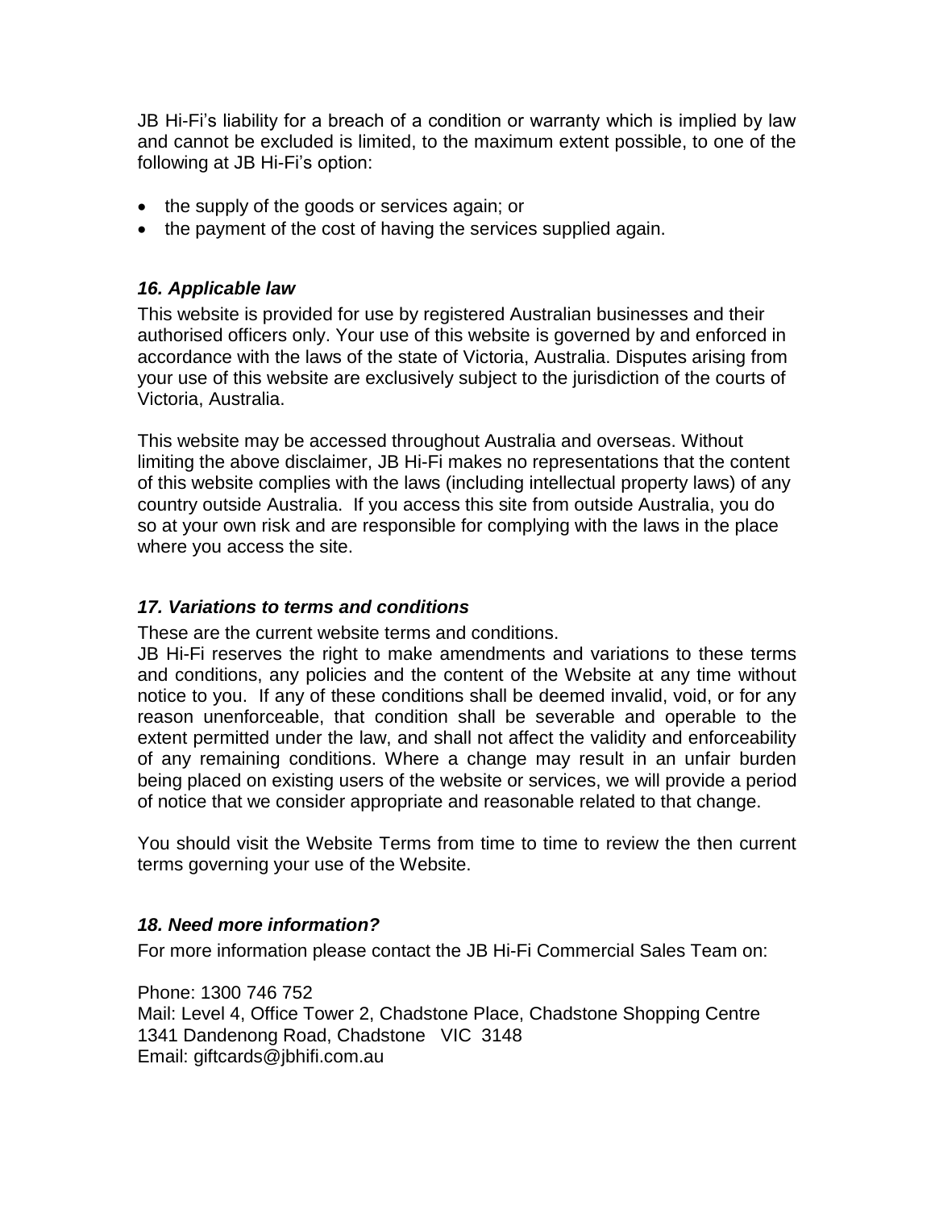JB Hi-Fi's liability for a breach of a condition or warranty which is implied by law and cannot be excluded is limited, to the maximum extent possible, to one of the following at JB Hi-Fi's option:

- the supply of the goods or services again; or
- the payment of the cost of having the services supplied again.

### *16. Applicable law*

This website is provided for use by registered Australian businesses and their authorised officers only. Your use of this website is governed by and enforced in accordance with the laws of the state of Victoria, Australia. Disputes arising from your use of this website are exclusively subject to the jurisdiction of the courts of Victoria, Australia.

This website may be accessed throughout Australia and overseas. Without limiting the above disclaimer, JB Hi-Fi makes no representations that the content of this website complies with the laws (including intellectual property laws) of any country outside Australia. If you access this site from outside Australia, you do so at your own risk and are responsible for complying with the laws in the place where you access the site.

### *17. Variations to terms and conditions*

These are the current website terms and conditions.
JB Hi-Fi reserves the right to make amendments and variations to these terms and conditions, any policies and the content of the Website at any time without notice to you. If any of these conditions shall be deemed invalid, void, or for any reason unenforceable, that condition shall be severable and operable to the extent permitted under the law, and shall not affect the validity and enforceability of any remaining conditions. Where a change may result in an unfair burden being placed on existing users of the website or services, we will provide a period of notice that we consider appropriate and reasonable related to that change.

You should visit the Website Terms from time to time to review the then current terms governing your use of the Website.

### *18. Need more information?*

For more information please contact the JB Hi-Fi Commercial Sales Team on:

Phone: 1300 746 752
Mail: Level 4, Office Tower 2, Chadstone Place, Chadstone Shopping Centre
1341 Dandenong Road, Chadstone VIC 3148
Email: giftcards@jbhifi.com.au